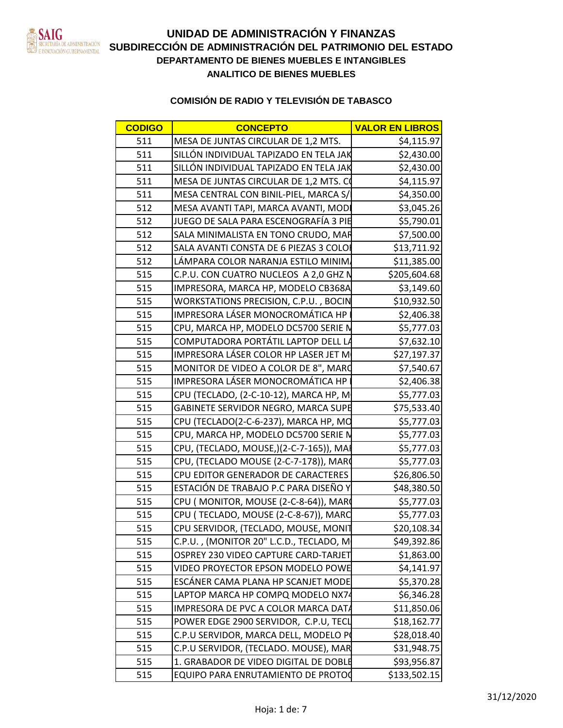SAIG SECRETARÍA DE ADMINISTRACIÓN E INNOVACIÓN GUBERNAMENTAL

# UNIDAD DE ADMINISTRACIÓN Y FINANZAS

## SUBDIRECCIÓN DE ADMINISTRACIÓN DEL PATRIMONIO DEL ESTADO

### DEPARTAMENTO DE BIENES MUEBLES E INTANGIBLES

### ANALITICO DE BIENES MUEBLES

### COMISIÓN DE RADIO Y TELEVISIÓN DE TABASCO

| CODIGO | CONCEPTO | VALOR EN LIBROS |
|---|---|---|
| 511 | MESA DE JUNTAS CIRCULAR DE 1,2 MTS. | $4,115.97 |
| 511 | SILLÓN INDIVIDUAL TAPIZADO EN TELA JAK | $2,430.00 |
| 511 | SILLÓN INDIVIDUAL TAPIZADO EN TELA JAK | $2,430.00 |
| 511 | MESA DE JUNTAS CIRCULAR DE 1,2 MTS. C | $4,115.97 |
| 511 | MESA CENTRAL CON BINIL-PIEL, MARCA S/ | $4,350.00 |
| 512 | MESA AVANTI TAPI, MARCA AVANTI, MODI | $3,045.26 |
| 512 | JUEGO DE SALA PARA ESCENOGRAFÍA 3 PIE | $5,790.01 |
| 512 | SALA MINIMALISTA EN TONO CRUDO, MAR | $7,500.00 |
| 512 | SALA AVANTI CONSTA DE 6 PIEZAS 3 COLO | $13,711.92 |
| 512 | LÁMPARA COLOR NARANJA ESTILO MINIM | $11,385.00 |
| 515 | C.P.U. CON CUATRO NUCLEOS A 2,0 GHZ N | $205,604.68 |
| 515 | IMPRESORA, MARCA HP, MODELO CB368A | $3,149.60 |
| 515 | WORKSTATIONS PRECISION, C.P.U. , BOCIN | $10,932.50 |
| 515 | IMPRESORA LÁSER MONOCROMÁTICA HP | $2,406.38 |
| 515 | CPU, MARCA HP, MODELO DC5700 SERIE N | $5,777.03 |
| 515 | COMPUTADORA PORTÁTIL LAPTOP DELL LA | $7,632.10 |
| 515 | IMPRESORA LÁSER COLOR HP LASER JET M | $27,197.37 |
| 515 | MONITOR DE VIDEO A COLOR DE 8", MARC | $7,540.67 |
| 515 | IMPRESORA LÁSER MONOCROMÁTICA HP | $2,406.38 |
| 515 | CPU (TECLADO, (2-C-10-12), MARCA HP, M | $5,777.03 |
| 515 | GABINETE SERVIDOR NEGRO, MARCA SUPE | $75,533.40 |
| 515 | CPU (TECLADO(2-C-6-237), MARCA HP, MO | $5,777.03 |
| 515 | CPU, MARCA HP, MODELO DC5700 SERIE N | $5,777.03 |
| 515 | CPU, (TECLADO, MOUSE,)(2-C-7-165)), MA | $5,777.03 |
| 515 | CPU, (TECLADO MOUSE (2-C-7-178)), MAR | $5,777.03 |
| 515 | CPU EDITOR GENERADOR DE CARACTERES | $26,806.50 |
| 515 | ESTACIÓN DE TRABAJO P.C PARA DISEÑO Y | $48,380.50 |
| 515 | CPU ( MONITOR, MOUSE (2-C-8-64)), MAR | $5,777.03 |
| 515 | CPU ( TECLADO, MOUSE (2-C-8-67)), MARC | $5,777.03 |
| 515 | CPU SERVIDOR, (TECLADO, MOUSE, MONIT | $20,108.34 |
| 515 | C.P.U. , (MONITOR 20" L.C.D., TECLADO, M | $49,392.86 |
| 515 | OSPREY 230 VIDEO CAPTURE CARD-TARJET | $1,863.00 |
| 515 | VIDEO PROYECTOR EPSON MODELO POWE | $4,141.97 |
| 515 | ESCÁNER CAMA PLANA HP SCANJET MODE | $5,370.28 |
| 515 | LAPTOP MARCA HP COMPQ MODELO NX74 | $6,346.28 |
| 515 | IMPRESORA DE PVC A COLOR MARCA DATA | $11,850.06 |
| 515 | POWER EDGE 2900 SERVIDOR, C.P.U, TECL | $18,162.77 |
| 515 | C.P.U SERVIDOR, MARCA DELL, MODELO P | $28,018.40 |
| 515 | C.P.U SERVIDOR, (TECLADO. MOUSE), MAR | $31,948.75 |
| 515 | 1. GRABADOR DE VIDEO DIGITAL DE DOBLE | $93,956.87 |
| 515 | EQUIPO PARA ENRUTAMIENTO DE PROTOC | $133,502.15 |

31/12/2020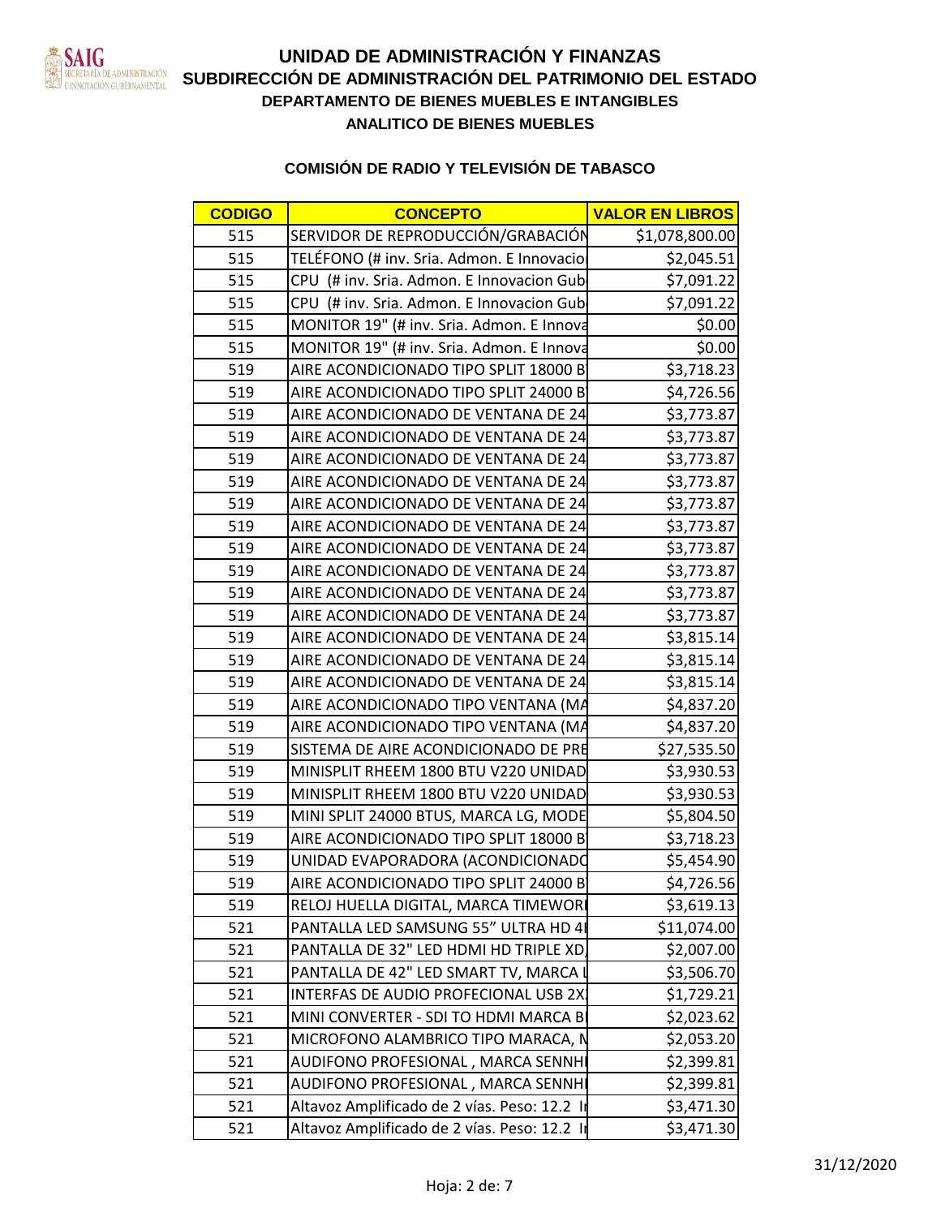# UNIDAD DE ADMINISTRACIÓN Y FINANZAS

## SUBDIRECCIÓN DE ADMINISTRACIÓN DEL PATRIMONIO DEL ESTADO

### DEPARTAMENTO DE BIENES MUEBLES E INTANGIBLES

### ANALITICO DE BIENES MUEBLES

### COMISIÓN DE RADIO Y TELEVISIÓN DE TABASCO

| CODIGO | CONCEPTO | VALOR EN LIBROS |
|---|---|---|
| 515 | SERVIDOR DE REPRODUCCIÓN/GRABACIÓN | $1,078,800.00 |
| 515 | TELÉFONO (# inv. Sria. Admon. E Innovacio | $2,045.51 |
| 515 | CPU (# inv. Sria. Admon. E Innovacion Gub | $7,091.22 |
| 515 | CPU (# inv. Sria. Admon. E Innovacion Gub | $7,091.22 |
| 515 | MONITOR 19" (# inv. Sria. Admon. E Innova | $0.00 |
| 515 | MONITOR 19" (# inv. Sria. Admon. E Innova | $0.00 |
| 519 | AIRE ACONDICIONADO TIPO SPLIT 18000 B | $3,718.23 |
| 519 | AIRE ACONDICIONADO TIPO SPLIT 24000 B | $4,726.56 |
| 519 | AIRE ACONDICIONADO DE VENTANA DE 24 | $3,773.87 |
| 519 | AIRE ACONDICIONADO DE VENTANA DE 24 | $3,773.87 |
| 519 | AIRE ACONDICIONADO DE VENTANA DE 24 | $3,773.87 |
| 519 | AIRE ACONDICIONADO DE VENTANA DE 24 | $3,773.87 |
| 519 | AIRE ACONDICIONADO DE VENTANA DE 24 | $3,773.87 |
| 519 | AIRE ACONDICIONADO DE VENTANA DE 24 | $3,773.87 |
| 519 | AIRE ACONDICIONADO DE VENTANA DE 24 | $3,773.87 |
| 519 | AIRE ACONDICIONADO DE VENTANA DE 24 | $3,773.87 |
| 519 | AIRE ACONDICIONADO DE VENTANA DE 24 | $3,773.87 |
| 519 | AIRE ACONDICIONADO DE VENTANA DE 24 | $3,773.87 |
| 519 | AIRE ACONDICIONADO DE VENTANA DE 24 | $3,815.14 |
| 519 | AIRE ACONDICIONADO DE VENTANA DE 24 | $3,815.14 |
| 519 | AIRE ACONDICIONADO DE VENTANA DE 24 | $3,815.14 |
| 519 | AIRE ACONDICIONADO TIPO VENTANA (MA | $4,837.20 |
| 519 | AIRE ACONDICIONADO TIPO VENTANA (MA | $4,837.20 |
| 519 | SISTEMA DE AIRE ACONDICIONADO DE PRE | $27,535.50 |
| 519 | MINISPLIT RHEEM 1800 BTU V220 UNIDAD | $3,930.53 |
| 519 | MINISPLIT RHEEM 1800 BTU V220 UNIDAD | $3,930.53 |
| 519 | MINI SPLIT 24000 BTUS, MARCA LG, MODE | $5,804.50 |
| 519 | AIRE ACONDICIONADO TIPO SPLIT 18000 B | $3,718.23 |
| 519 | UNIDAD EVAPORADORA (ACONDICIONADO | $5,454.90 |
| 519 | AIRE ACONDICIONADO TIPO SPLIT 24000 B | $4,726.56 |
| 519 | RELOJ HUELLA DIGITAL, MARCA TIMEWORI | $3,619.13 |
| 521 | PANTALLA LED SAMSUNG 55" ULTRA HD 4I | $11,074.00 |
| 521 | PANTALLA DE 32" LED HDMI HD TRIPLE XD, | $2,007.00 |
| 521 | PANTALLA DE 42" LED SMART TV, MARCA L | $3,506.70 |
| 521 | INTERFAS DE AUDIO PROFECIONAL USB 2X | $1,729.21 |
| 521 | MINI CONVERTER - SDI TO HDMI MARCA B | $2,023.62 |
| 521 | MICROFONO ALAMBRICO TIPO MARACA, N | $2,053.20 |
| 521 | AUDIFONO PROFESIONAL , MARCA SENNHI | $2,399.81 |
| 521 | AUDIFONO PROFESIONAL , MARCA SENNHI | $2,399.81 |
| 521 | Altavoz Amplificado de 2 vías. Peso: 12.2 Ir | $3,471.30 |
| 521 | Altavoz Amplificado de 2 vías. Peso: 12.2 Ir | $3,471.30 |

31/12/2020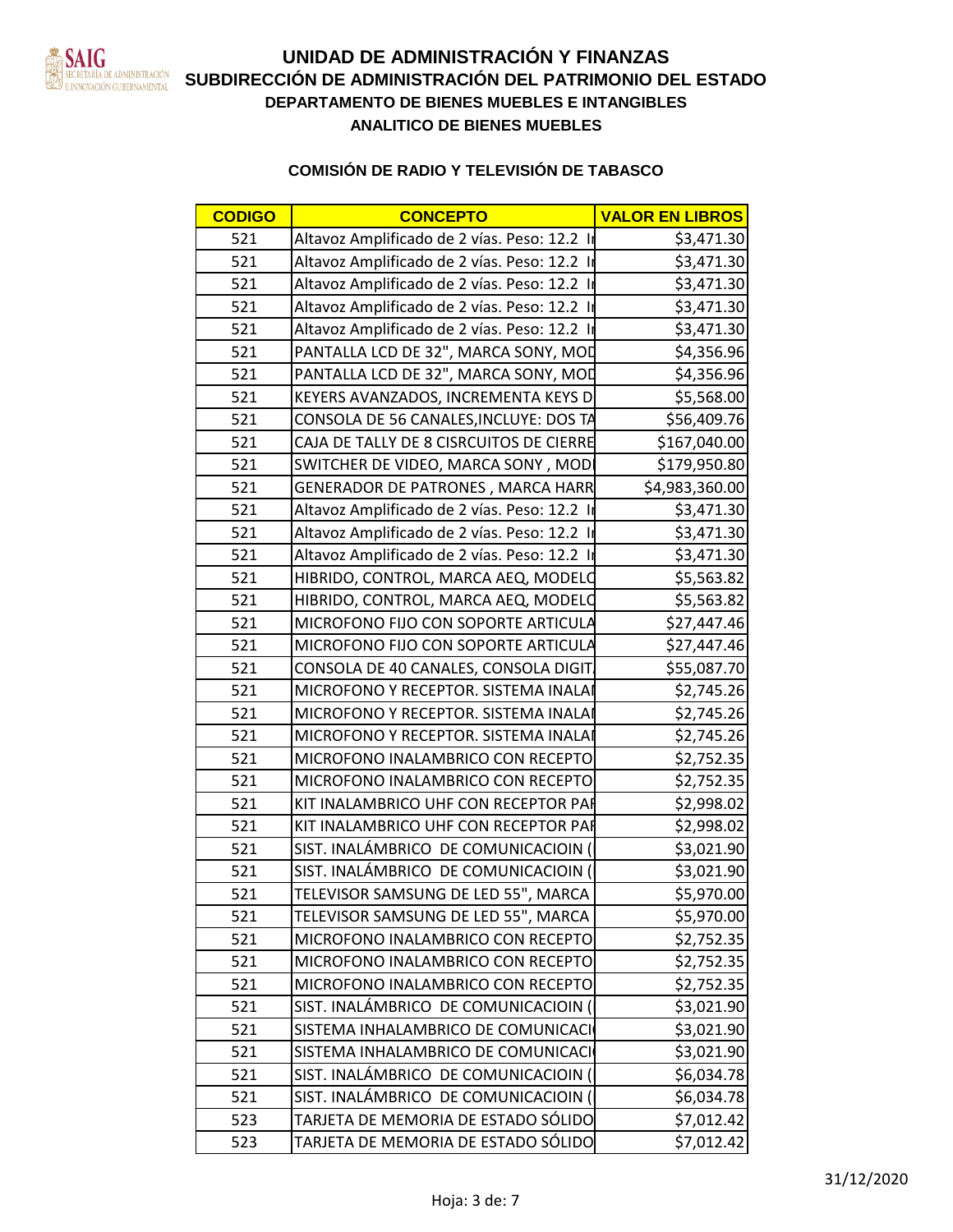# UNIDAD DE ADMINISTRACIÓN Y FINANZAS

## SUBDIRECCIÓN DE ADMINISTRACIÓN DEL PATRIMONIO DEL ESTADO

### DEPARTAMENTO DE BIENES MUEBLES E INTANGIBLES

### ANALITICO DE BIENES MUEBLES

### COMISIÓN DE RADIO Y TELEVISIÓN DE TABASCO

| CODIGO | CONCEPTO | VALOR EN LIBROS |
|---|---|---|
| 521 | Altavoz Amplificado de 2 vías. Peso: 12.2 I | $3,471.30 |
| 521 | Altavoz Amplificado de 2 vías. Peso: 12.2 I | $3,471.30 |
| 521 | Altavoz Amplificado de 2 vías. Peso: 12.2 I | $3,471.30 |
| 521 | Altavoz Amplificado de 2 vías. Peso: 12.2 I | $3,471.30 |
| 521 | Altavoz Amplificado de 2 vías. Peso: 12.2 I | $3,471.30 |
| 521 | PANTALLA LCD DE 32", MARCA SONY, MOD | $4,356.96 |
| 521 | PANTALLA LCD DE 32", MARCA SONY, MOD | $4,356.96 |
| 521 | KEYERS AVANZADOS, INCREMENTA KEYS D | $5,568.00 |
| 521 | CONSOLA DE 56 CANALES,INCLUYE: DOS TA | $56,409.76 |
| 521 | CAJA DE TALLY DE 8 CISRCUITOS DE CIERRE | $167,040.00 |
| 521 | SWITCHER DE VIDEO, MARCA SONY , MOD | $179,950.80 |
| 521 | GENERADOR DE PATRONES , MARCA HARR | $4,983,360.00 |
| 521 | Altavoz Amplificado de 2 vías. Peso: 12.2 I | $3,471.30 |
| 521 | Altavoz Amplificado de 2 vías. Peso: 12.2 I | $3,471.30 |
| 521 | Altavoz Amplificado de 2 vías. Peso: 12.2 I | $3,471.30 |
| 521 | HIBRIDO, CONTROL, MARCA AEQ, MODELO | $5,563.82 |
| 521 | HIBRIDO, CONTROL, MARCA AEQ, MODELO | $5,563.82 |
| 521 | MICROFONO FIJO CON SOPORTE ARTICULA | $27,447.46 |
| 521 | MICROFONO FIJO CON SOPORTE ARTICULA | $27,447.46 |
| 521 | CONSOLA DE 40 CANALES, CONSOLA DIGIT | $55,087.70 |
| 521 | MICROFONO Y RECEPTOR. SISTEMA INALA | $2,745.26 |
| 521 | MICROFONO Y RECEPTOR. SISTEMA INALA | $2,745.26 |
| 521 | MICROFONO Y RECEPTOR. SISTEMA INALA | $2,745.26 |
| 521 | MICROFONO INALAMBRICO CON RECEPTO | $2,752.35 |
| 521 | MICROFONO INALAMBRICO CON RECEPTO | $2,752.35 |
| 521 | KIT INALAMBRICO UHF CON RECEPTOR PA | $2,998.02 |
| 521 | KIT INALAMBRICO UHF CON RECEPTOR PA | $2,998.02 |
| 521 | SIST. INALÁMBRICO DE COMUNICACIOIN ( | $3,021.90 |
| 521 | SIST. INALÁMBRICO DE COMUNICACIOIN ( | $3,021.90 |
| 521 | TELEVISOR SAMSUNG DE LED 55", MARCA | $5,970.00 |
| 521 | TELEVISOR SAMSUNG DE LED 55", MARCA | $5,970.00 |
| 521 | MICROFONO INALAMBRICO CON RECEPTO | $2,752.35 |
| 521 | MICROFONO INALAMBRICO CON RECEPTO | $2,752.35 |
| 521 | MICROFONO INALAMBRICO CON RECEPTO | $2,752.35 |
| 521 | SIST. INALÁMBRICO DE COMUNICACIOIN ( | $3,021.90 |
| 521 | SISTEMA INHALAMBRICO DE COMUNICACI | $3,021.90 |
| 521 | SISTEMA INHALAMBRICO DE COMUNICACI | $3,021.90 |
| 521 | SIST. INALÁMBRICO DE COMUNICACIOIN ( | $6,034.78 |
| 521 | SIST. INALÁMBRICO DE COMUNICACIOIN ( | $6,034.78 |
| 523 | TARJETA DE MEMORIA DE ESTADO SÓLIDO | $7,012.42 |
| 523 | TARJETA DE MEMORIA DE ESTADO SÓLIDO | $7,012.42 |

31/12/2020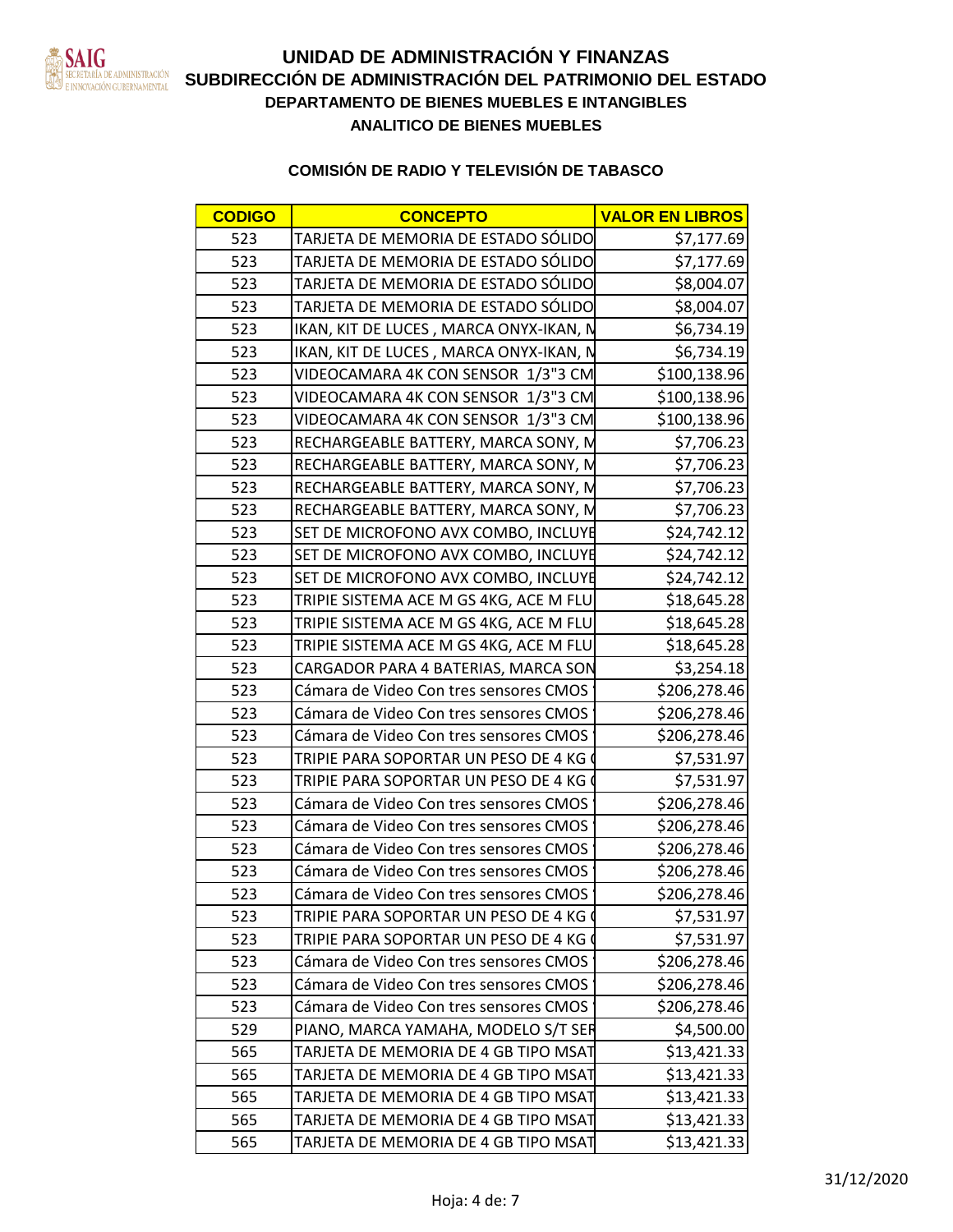# UNIDAD DE ADMINISTRACIÓN Y FINANZAS

## SUBDIRECCIÓN DE ADMINISTRACIÓN DEL PATRIMONIO DEL ESTADO

### DEPARTAMENTO DE BIENES MUEBLES E INTANGIBLES

### ANALITICO DE BIENES MUEBLES

### COMISIÓN DE RADIO Y TELEVISIÓN DE TABASCO

| CODIGO | CONCEPTO | VALOR EN LIBROS |
|---|---|---|
| 523 | TARJETA DE MEMORIA DE ESTADO SÓLIDO | $7,177.69 |
| 523 | TARJETA DE MEMORIA DE ESTADO SÓLIDO | $7,177.69 |
| 523 | TARJETA DE MEMORIA DE ESTADO SÓLIDO | $8,004.07 |
| 523 | TARJETA DE MEMORIA DE ESTADO SÓLIDO | $8,004.07 |
| 523 | IKAN, KIT DE LUCES , MARCA ONYX-IKAN, M | $6,734.19 |
| 523 | IKAN, KIT DE LUCES , MARCA ONYX-IKAN, M | $6,734.19 |
| 523 | VIDEOCAMARA 4K CON SENSOR 1/3"3 CM | $100,138.96 |
| 523 | VIDEOCAMARA 4K CON SENSOR 1/3"3 CM | $100,138.96 |
| 523 | VIDEOCAMARA 4K CON SENSOR 1/3"3 CM | $100,138.96 |
| 523 | RECHARGEABLE BATTERY, MARCA SONY, M | $7,706.23 |
| 523 | RECHARGEABLE BATTERY, MARCA SONY, M | $7,706.23 |
| 523 | RECHARGEABLE BATTERY, MARCA SONY, M | $7,706.23 |
| 523 | RECHARGEABLE BATTERY, MARCA SONY, M | $7,706.23 |
| 523 | SET DE MICROFONO AVX COMBO, INCLUYE | $24,742.12 |
| 523 | SET DE MICROFONO AVX COMBO, INCLUYE | $24,742.12 |
| 523 | SET DE MICROFONO AVX COMBO, INCLUYE | $24,742.12 |
| 523 | TRIPIE SISTEMA ACE M GS 4KG, ACE M FLU | $18,645.28 |
| 523 | TRIPIE SISTEMA ACE M GS 4KG, ACE M FLU | $18,645.28 |
| 523 | TRIPIE SISTEMA ACE M GS 4KG, ACE M FLU | $18,645.28 |
| 523 | CARGADOR PARA 4 BATERIAS, MARCA SON | $3,254.18 |
| 523 | Cámara de Video Con tres sensores CMOS | $206,278.46 |
| 523 | Cámara de Video Con tres sensores CMOS | $206,278.46 |
| 523 | Cámara de Video Con tres sensores CMOS | $206,278.46 |
| 523 | TRIPIE PARA SOPORTAR UN PESO DE 4 KG | $7,531.97 |
| 523 | TRIPIE PARA SOPORTAR UN PESO DE 4 KG | $7,531.97 |
| 523 | Cámara de Video Con tres sensores CMOS | $206,278.46 |
| 523 | Cámara de Video Con tres sensores CMOS | $206,278.46 |
| 523 | Cámara de Video Con tres sensores CMOS | $206,278.46 |
| 523 | Cámara de Video Con tres sensores CMOS | $206,278.46 |
| 523 | Cámara de Video Con tres sensores CMOS | $206,278.46 |
| 523 | TRIPIE PARA SOPORTAR UN PESO DE 4 KG | $7,531.97 |
| 523 | TRIPIE PARA SOPORTAR UN PESO DE 4 KG | $7,531.97 |
| 523 | Cámara de Video Con tres sensores CMOS | $206,278.46 |
| 523 | Cámara de Video Con tres sensores CMOS | $206,278.46 |
| 523 | Cámara de Video Con tres sensores CMOS | $206,278.46 |
| 529 | PIANO, MARCA YAMAHA, MODELO S/T SER | $4,500.00 |
| 565 | TARJETA DE MEMORIA DE 4 GB TIPO MSAT | $13,421.33 |
| 565 | TARJETA DE MEMORIA DE 4 GB TIPO MSAT | $13,421.33 |
| 565 | TARJETA DE MEMORIA DE 4 GB TIPO MSAT | $13,421.33 |
| 565 | TARJETA DE MEMORIA DE 4 GB TIPO MSAT | $13,421.33 |
| 565 | TARJETA DE MEMORIA DE 4 GB TIPO MSAT | $13,421.33 |

31/12/2020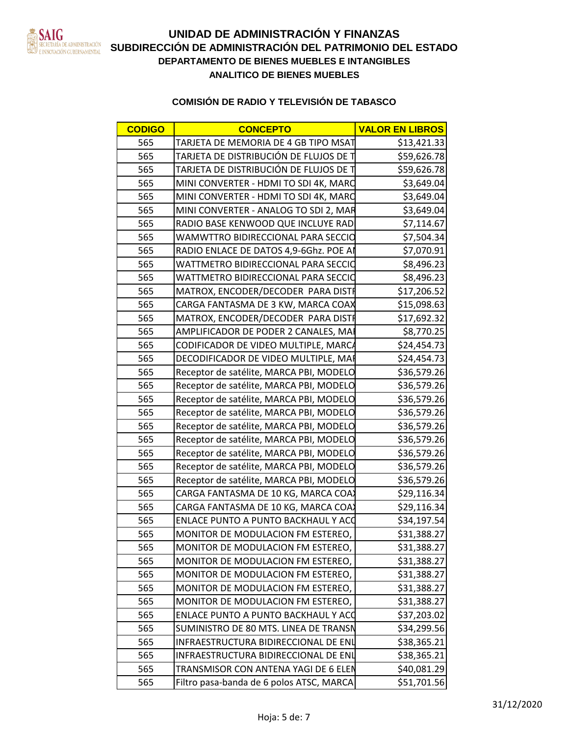# UNIDAD DE ADMINISTRACIÓN Y FINANZAS
## SUBDIRECCIÓN DE ADMINISTRACIÓN DEL PATRIMONIO DEL ESTADO
### DEPARTAMENTO DE BIENES MUEBLES E INTANGIBLES
### ANALITICO DE BIENES MUEBLES

### COMISIÓN DE RADIO Y TELEVISIÓN DE TABASCO

| CODIGO | CONCEPTO | VALOR EN LIBROS |
|---|---|---|
| 565 | TARJETA DE MEMORIA DE 4 GB TIPO MSAT | $13,421.33 |
| 565 | TARJETA DE DISTRIBUCIÓN DE FLUJOS DE T | $59,626.78 |
| 565 | TARJETA DE DISTRIBUCIÓN DE FLUJOS DE T | $59,626.78 |
| 565 | MINI CONVERTER - HDMI TO SDI 4K, MARC | $3,649.04 |
| 565 | MINI CONVERTER - HDMI TO SDI 4K, MARC | $3,649.04 |
| 565 | MINI CONVERTER - ANALOG TO SDI 2, MAR | $3,649.04 |
| 565 | RADIO BASE KENWOOD QUE INCLUYE RAD | $7,114.67 |
| 565 | WAMWTTRO BIDIRECCIONAL PARA SECCIO | $7,504.34 |
| 565 | RADIO ENLACE DE DATOS 4,9-6Ghz. POE AI | $7,070.91 |
| 565 | WATTMETRO BIDIRECCIONAL PARA SECCIO | $8,496.23 |
| 565 | WATTMETRO BIDIRECCIONAL PARA SECCIO | $8,496.23 |
| 565 | MATROX, ENCODER/DECODER PARA DISTF | $17,206.52 |
| 565 | CARGA FANTASMA DE 3 KW, MARCA COAX | $15,098.63 |
| 565 | MATROX, ENCODER/DECODER PARA DISTF | $17,692.32 |
| 565 | AMPLIFICADOR DE PODER 2 CANALES, MAI | $8,770.25 |
| 565 | CODIFICADOR DE VIDEO MULTIPLE, MARCA | $24,454.73 |
| 565 | DECODIFICADOR DE VIDEO MULTIPLE, MAF | $24,454.73 |
| 565 | Receptor de satélite, MARCA PBI, MODELO | $36,579.26 |
| 565 | Receptor de satélite, MARCA PBI, MODELO | $36,579.26 |
| 565 | Receptor de satélite, MARCA PBI, MODELO | $36,579.26 |
| 565 | Receptor de satélite, MARCA PBI, MODELO | $36,579.26 |
| 565 | Receptor de satélite, MARCA PBI, MODELO | $36,579.26 |
| 565 | Receptor de satélite, MARCA PBI, MODELO | $36,579.26 |
| 565 | Receptor de satélite, MARCA PBI, MODELO | $36,579.26 |
| 565 | Receptor de satélite, MARCA PBI, MODELO | $36,579.26 |
| 565 | Receptor de satélite, MARCA PBI, MODELO | $36,579.26 |
| 565 | CARGA FANTASMA DE 10 KG, MARCA COAX | $29,116.34 |
| 565 | CARGA FANTASMA DE 10 KG, MARCA COAX | $29,116.34 |
| 565 | ENLACE PUNTO A PUNTO BACKHAUL Y ACC | $34,197.54 |
| 565 | MONITOR DE MODULACION FM ESTEREO, | $31,388.27 |
| 565 | MONITOR DE MODULACION FM ESTEREO, | $31,388.27 |
| 565 | MONITOR DE MODULACION FM ESTEREO, | $31,388.27 |
| 565 | MONITOR DE MODULACION FM ESTEREO, | $31,388.27 |
| 565 | MONITOR DE MODULACION FM ESTEREO, | $31,388.27 |
| 565 | MONITOR DE MODULACION FM ESTEREO, | $31,388.27 |
| 565 | ENLACE PUNTO A PUNTO BACKHAUL Y ACC | $37,203.02 |
| 565 | SUMINISTRO DE 80 MTS. LINEA DE TRANSN | $34,299.56 |
| 565 | INFRAESTRUCTURA BIDIRECCIONAL DE ENL | $38,365.21 |
| 565 | INFRAESTRUCTURA BIDIRECCIONAL DE ENL | $38,365.21 |
| 565 | TRANSMISOR CON ANTENA YAGI DE 6 ELEN | $40,081.29 |
| 565 | Filtro pasa-banda de 6 polos ATSC, MARCA | $51,701.56 |

31/12/2020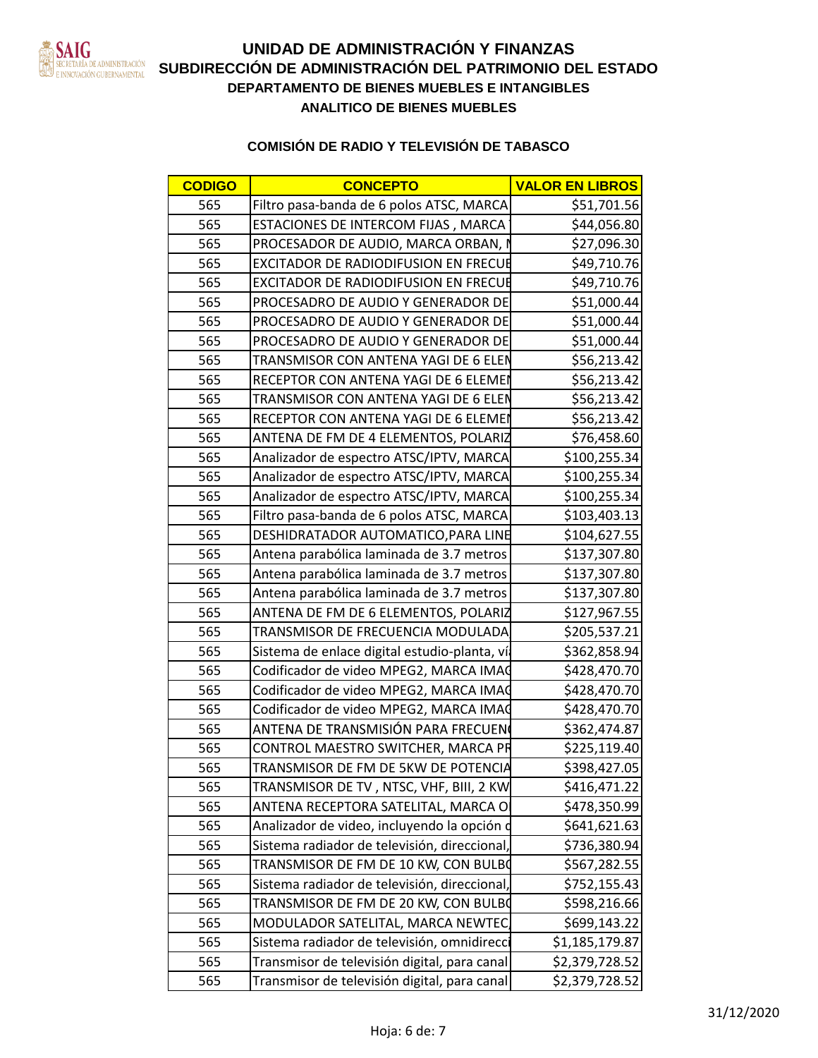# UNIDAD DE ADMINISTRACIÓN Y FINANZAS

## SUBDIRECCIÓN DE ADMINISTRACIÓN DEL PATRIMONIO DEL ESTADO

### DEPARTAMENTO DE BIENES MUEBLES E INTANGIBLES

### ANALITICO DE BIENES MUEBLES

### COMISIÓN DE RADIO Y TELEVISIÓN DE TABASCO

| CODIGO | CONCEPTO | VALOR EN LIBROS |
|---|---|---|
| 565 | Filtro pasa-banda de 6 polos ATSC, MARCA | $51,701.56 |
| 565 | ESTACIONES DE INTERCOM FIJAS , MARCA | $44,056.80 |
| 565 | PROCESADOR DE AUDIO, MARCA ORBAN, N | $27,096.30 |
| 565 | EXCITADOR DE RADIODIFUSION EN FRECUE | $49,710.76 |
| 565 | EXCITADOR DE RADIODIFUSION EN FRECUE | $49,710.76 |
| 565 | PROCESADRO DE AUDIO Y GENERADOR DE | $51,000.44 |
| 565 | PROCESADRO DE AUDIO Y GENERADOR DE | $51,000.44 |
| 565 | PROCESADRO DE AUDIO Y GENERADOR DE | $51,000.44 |
| 565 | TRANSMISOR CON ANTENA YAGI DE 6 ELEN | $56,213.42 |
| 565 | RECEPTOR CON ANTENA YAGI DE 6 ELEMEN | $56,213.42 |
| 565 | TRANSMISOR CON ANTENA YAGI DE 6 ELEN | $56,213.42 |
| 565 | RECEPTOR CON ANTENA YAGI DE 6 ELEMEN | $56,213.42 |
| 565 | ANTENA DE FM DE 4 ELEMENTOS, POLARIZ | $76,458.60 |
| 565 | Analizador de espectro ATSC/IPTV, MARCA | $100,255.34 |
| 565 | Analizador de espectro ATSC/IPTV, MARCA | $100,255.34 |
| 565 | Analizador de espectro ATSC/IPTV, MARCA | $100,255.34 |
| 565 | Filtro pasa-banda de 6 polos ATSC, MARCA | $103,403.13 |
| 565 | DESHIDRATADOR AUTOMATICO,PARA LINE | $104,627.55 |
| 565 | Antena parabólica laminada de 3.7 metros | $137,307.80 |
| 565 | Antena parabólica laminada de 3.7 metros | $137,307.80 |
| 565 | Antena parabólica laminada de 3.7 metros | $137,307.80 |
| 565 | ANTENA DE FM DE 6 ELEMENTOS, POLARIZ | $127,967.55 |
| 565 | TRANSMISOR DE FRECUENCIA MODULADA | $205,537.21 |
| 565 | Sistema de enlace digital estudio-planta, ví | $362,858.94 |
| 565 | Codificador de video MPEG2, MARCA IMAG | $428,470.70 |
| 565 | Codificador de video MPEG2, MARCA IMAG | $428,470.70 |
| 565 | Codificador de video MPEG2, MARCA IMAG | $428,470.70 |
| 565 | ANTENA DE TRANSMISIÓN PARA FRECUENC | $362,474.87 |
| 565 | CONTROL MAESTRO SWITCHER, MARCA PR | $225,119.40 |
| 565 | TRANSMISOR DE FM DE 5KW DE POTENCIA | $398,427.05 |
| 565 | TRANSMISOR DE TV , NTSC, VHF, BIII, 2 KW | $416,471.22 |
| 565 | ANTENA RECEPTORA SATELITAL, MARCA O | $478,350.99 |
| 565 | Analizador de video, incluyendo la opción d | $641,621.63 |
| 565 | Sistema radiador de televisión, direccional, | $736,380.94 |
| 565 | TRANSMISOR DE FM DE 10 KW, CON BULBO | $567,282.55 |
| 565 | Sistema radiador de televisión, direccional, | $752,155.43 |
| 565 | TRANSMISOR DE FM DE 20 KW, CON BULBO | $598,216.66 |
| 565 | MODULADOR SATELITAL, MARCA NEWTEC, | $699,143.22 |
| 565 | Sistema radiador de televisión, omnidirecci | $1,185,179.87 |
| 565 | Transmisor de televisión digital, para canal | $2,379,728.52 |
| 565 | Transmisor de televisión digital, para canal | $2,379,728.52 |

31/12/2020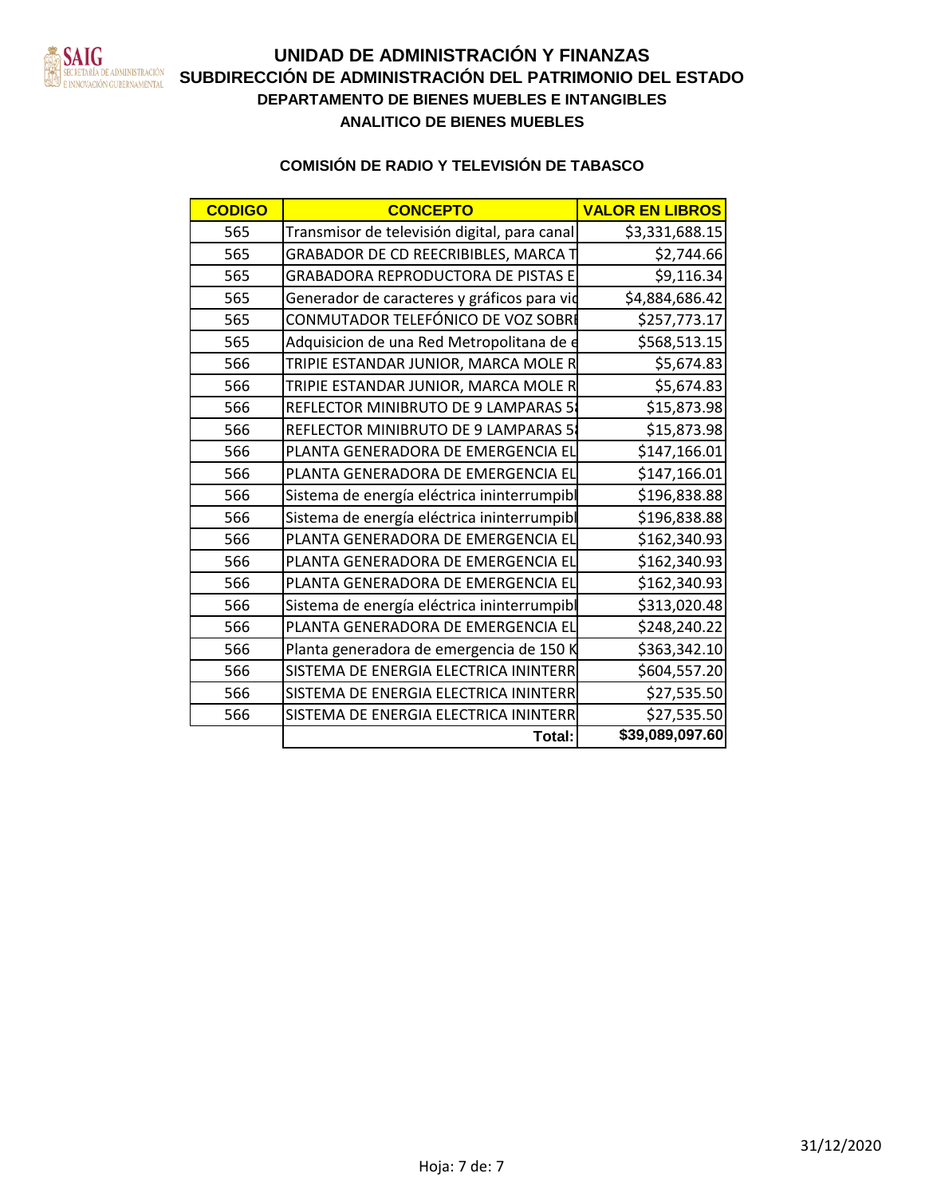# UNIDAD DE ADMINISTRACIÓN Y FINANZAS

## SUBDIRECCIÓN DE ADMINISTRACIÓN DEL PATRIMONIO DEL ESTADO

### DEPARTAMENTO DE BIENES MUEBLES E INTANGIBLES

### ANALITICO DE BIENES MUEBLES

**COMISIÓN DE RADIO Y TELEVISIÓN DE TABASCO**

| CODIGO | CONCEPTO | VALOR EN LIBROS |
|---|---|---|
| 565 | Transmisor de televisión digital, para canal | $3,331,688.15 |
| 565 | GRABADOR DE CD REECRIBIBLES, MARCA T | $2,744.66 |
| 565 | GRABADORA REPRODUCTORA DE PISTAS E | $9,116.34 |
| 565 | Generador de caracteres y gráficos para vid | $4,884,686.42 |
| 565 | CONMUTADOR TELEFÓNICO DE VOZ SOBRE | $257,773.17 |
| 565 | Adquisicion de una Red Metropolitana de e | $568,513.15 |
| 566 | TRIPIE ESTANDAR JUNIOR, MARCA MOLE R | $5,674.83 |
| 566 | TRIPIE ESTANDAR JUNIOR, MARCA MOLE R | $5,674.83 |
| 566 | REFLECTOR MINIBRUTO DE 9 LAMPARAS 5 | $15,873.98 |
| 566 | REFLECTOR MINIBRUTO DE 9 LAMPARAS 5 | $15,873.98 |
| 566 | PLANTA GENERADORA DE EMERGENCIA EL | $147,166.01 |
| 566 | PLANTA GENERADORA DE EMERGENCIA EL | $147,166.01 |
| 566 | Sistema de energía eléctrica ininterrumpibl | $196,838.88 |
| 566 | Sistema de energía eléctrica ininterrumpibl | $196,838.88 |
| 566 | PLANTA GENERADORA DE EMERGENCIA EL | $162,340.93 |
| 566 | PLANTA GENERADORA DE EMERGENCIA EL | $162,340.93 |
| 566 | PLANTA GENERADORA DE EMERGENCIA EL | $162,340.93 |
| 566 | Sistema de energía eléctrica ininterrumpibl | $313,020.48 |
| 566 | PLANTA GENERADORA DE EMERGENCIA EL | $248,240.22 |
| 566 | Planta generadora de emergencia de 150 K | $363,342.10 |
| 566 | SISTEMA DE ENERGIA ELECTRICA ININTERR | $604,557.20 |
| 566 | SISTEMA DE ENERGIA ELECTRICA ININTERR | $27,535.50 |
| 566 | SISTEMA DE ENERGIA ELECTRICA ININTERR | $27,535.50 |
| | **Total:** | **$39,089,097.60** |

31/12/2020